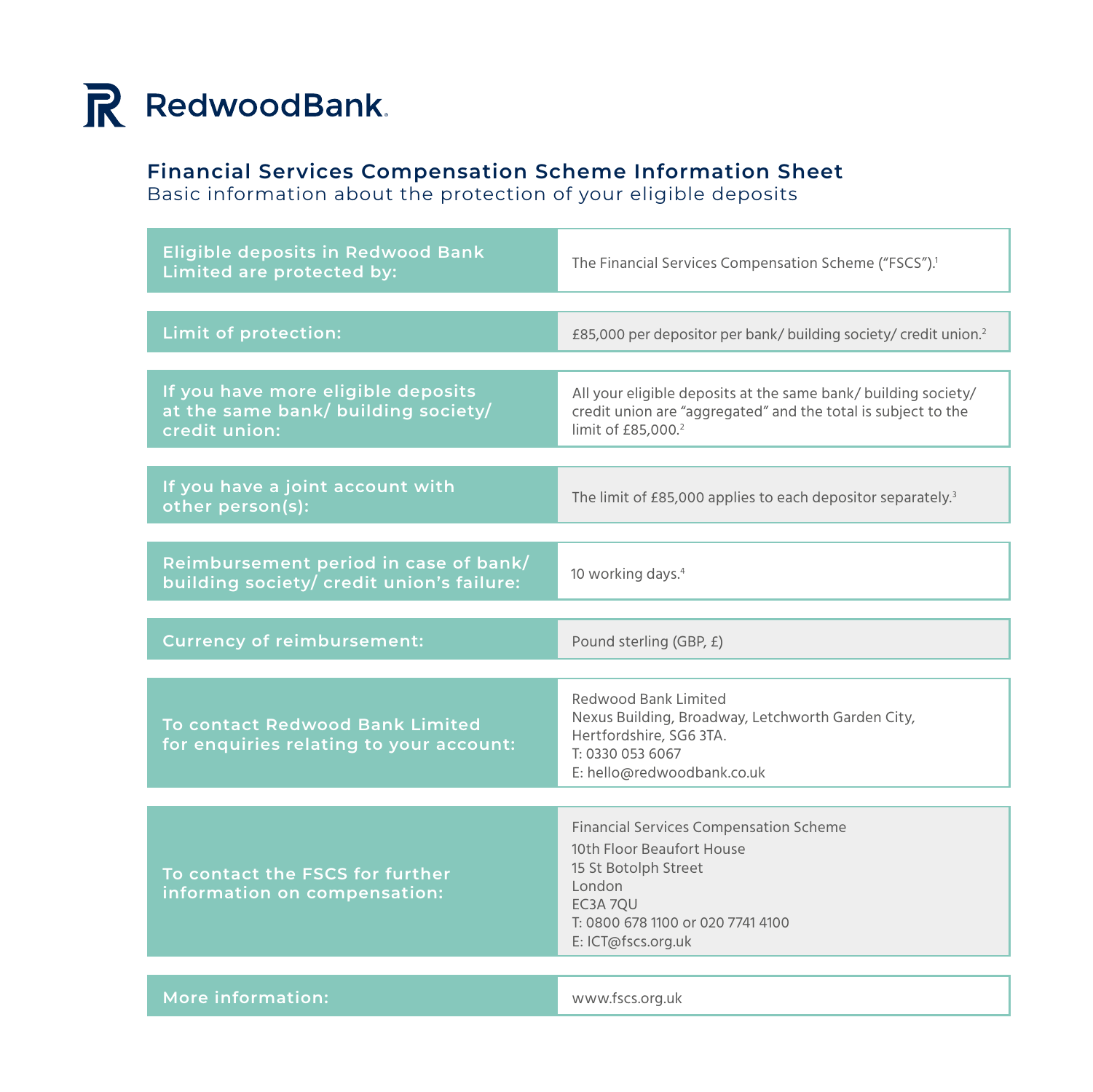RedwoodBank.

## Financial Services Compensation Scheme Information Sheet

Basic information about the protection of your eligible deposits

| | |
|---|---|
| **Eligible deposits in Redwood Bank Limited are protected by:** | The Financial Services Compensation Scheme ("FSCS").[1] |
| **Limit of protection:** | £85,000 per depositor per bank/ building society/ credit union.[2] |
| **If you have more eligible deposits at the same bank/ building society/ credit union:** | All your eligible deposits at the same bank/ building society/ credit union are "aggregated" and the total is subject to the limit of £85,000.[2] |
| **If you have a joint account with other person(s):** | The limit of £85,000 applies to each depositor separately.[3] |
| **Reimbursement period in case of bank/ building society/ credit union's failure:** | 10 working days.[4] |
| **Currency of reimbursement:** | Pound sterling (GBP, £) |
| **To contact Redwood Bank Limited for enquiries relating to your account:** | Redwood Bank Limited<br>Nexus Building, Broadway, Letchworth Garden City, Hertfordshire, SG6 3TA.<br>T: 0330 053 6067<br>E: hello@redwoodbank.co.uk |
| **To contact the FSCS for further information on compensation:** | Financial Services Compensation Scheme<br>10th Floor Beaufort House<br>15 St Botolph Street<br>London<br>EC3A 7QU<br>T: 0800 678 1100 or 020 7741 4100<br>E: ICT@fscs.org.uk |
| **More information:** | www.fscs.org.uk |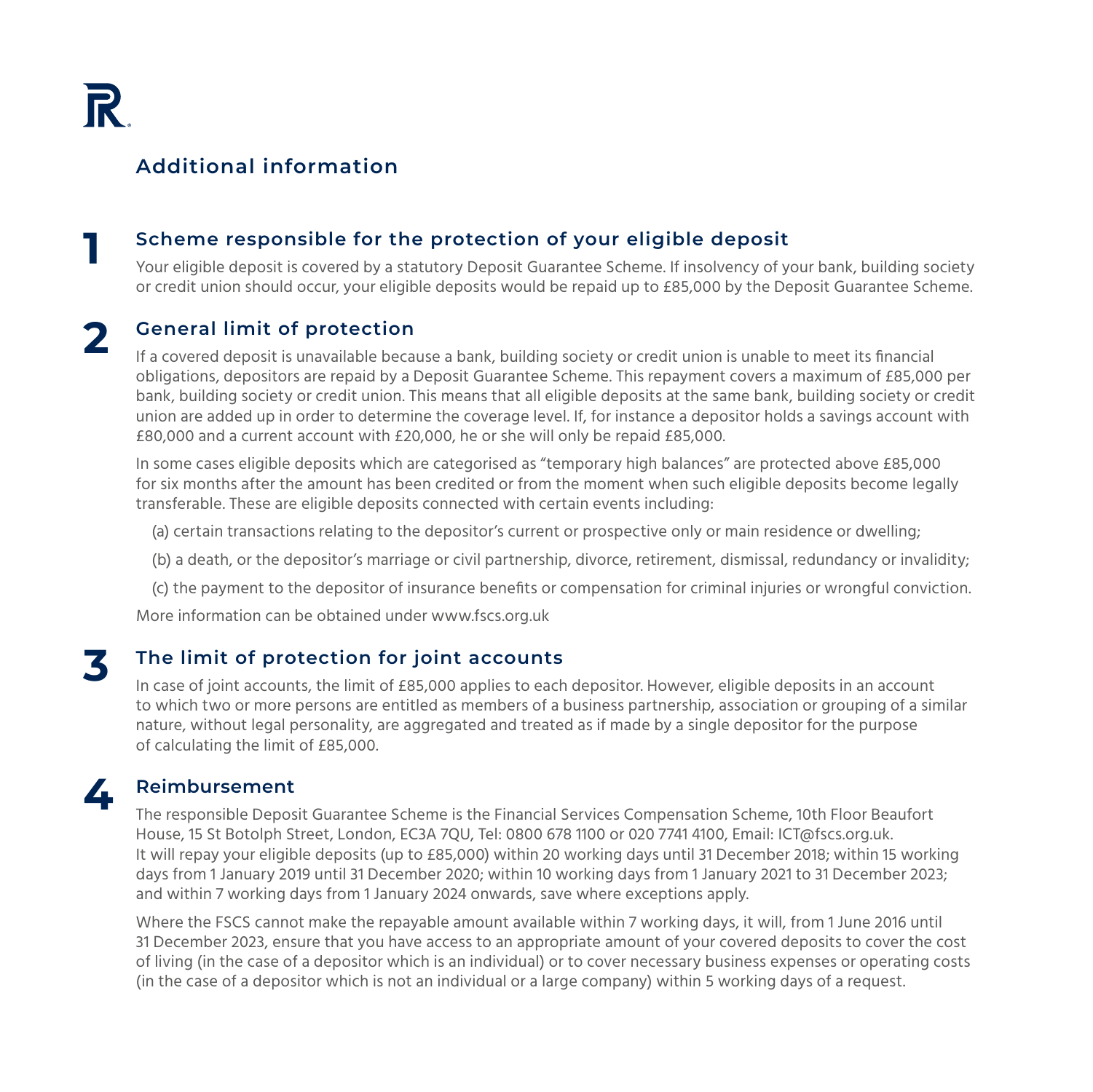## Additional information

### 1 Scheme responsible for the protection of your eligible deposit

Your eligible deposit is covered by a statutory Deposit Guarantee Scheme. If insolvency of your bank, building society or credit union should occur, your eligible deposits would be repaid up to £85,000 by the Deposit Guarantee Scheme.

### 2 General limit of protection

If a covered deposit is unavailable because a bank, building society or credit union is unable to meet its financial obligations, depositors are repaid by a Deposit Guarantee Scheme. This repayment covers a maximum of £85,000 per bank, building society or credit union. This means that all eligible deposits at the same bank, building society or credit union are added up in order to determine the coverage level. If, for instance a depositor holds a savings account with £80,000 and a current account with £20,000, he or she will only be repaid £85,000.

In some cases eligible deposits which are categorised as "temporary high balances" are protected above £85,000 for six months after the amount has been credited or from the moment when such eligible deposits become legally transferable. These are eligible deposits connected with certain events including:

(a) certain transactions relating to the depositor's current or prospective only or main residence or dwelling;

(b) a death, or the depositor's marriage or civil partnership, divorce, retirement, dismissal, redundancy or invalidity;

(c) the payment to the depositor of insurance benefits or compensation for criminal injuries or wrongful conviction.

More information can be obtained under www.fscs.org.uk

### 3 The limit of protection for joint accounts

In case of joint accounts, the limit of £85,000 applies to each depositor. However, eligible deposits in an account to which two or more persons are entitled as members of a business partnership, association or grouping of a similar nature, without legal personality, are aggregated and treated as if made by a single depositor for the purpose of calculating the limit of £85,000.

### 4 Reimbursement

The responsible Deposit Guarantee Scheme is the Financial Services Compensation Scheme, 10th Floor Beaufort House, 15 St Botolph Street, London, EC3A 7QU, Tel: 0800 678 1100 or 020 7741 4100, Email: ICT@fscs.org.uk. It will repay your eligible deposits (up to £85,000) within 20 working days until 31 December 2018; within 15 working days from 1 January 2019 until 31 December 2020; within 10 working days from 1 January 2021 to 31 December 2023; and within 7 working days from 1 January 2024 onwards, save where exceptions apply.

Where the FSCS cannot make the repayable amount available within 7 working days, it will, from 1 June 2016 until 31 December 2023, ensure that you have access to an appropriate amount of your covered deposits to cover the cost of living (in the case of a depositor which is an individual) or to cover necessary business expenses or operating costs (in the case of a depositor which is not an individual or a large company) within 5 working days of a request.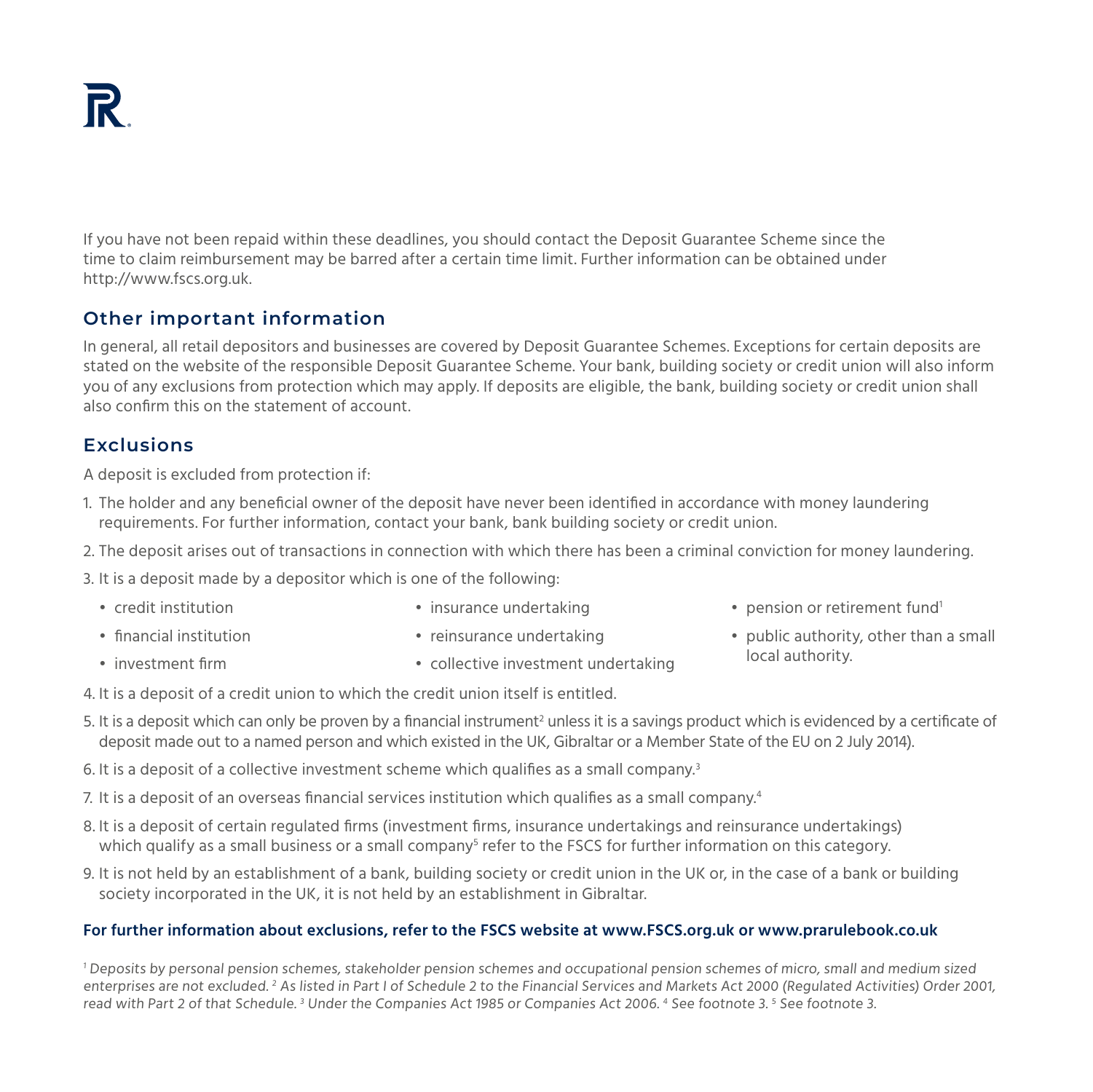If you have not been repaid within these deadlines, you should contact the Deposit Guarantee Scheme since the time to claim reimbursement may be barred after a certain time limit. Further information can be obtained under http://www.fscs.org.uk.

## Other important information

In general, all retail depositors and businesses are covered by Deposit Guarantee Schemes. Exceptions for certain deposits are stated on the website of the responsible Deposit Guarantee Scheme. Your bank, building society or credit union will also inform you of any exclusions from protection which may apply. If deposits are eligible, the bank, building society or credit union shall also confirm this on the statement of account.

## Exclusions

A deposit is excluded from protection if:

1. The holder and any beneficial owner of the deposit have never been identified in accordance with money laundering requirements. For further information, contact your bank, bank building society or credit union.
2. The deposit arises out of transactions in connection with which there has been a criminal conviction for money laundering.
3. It is a deposit made by a depositor which is one of the following:
   - credit institution
   - financial institution
   - investment firm
   - insurance undertaking
   - reinsurance undertaking
   - collective investment undertaking
   - pension or retirement fund[1]
   - public authority, other than a small local authority.
4. It is a deposit of a credit union to which the credit union itself is entitled.
5. It is a deposit which can only be proven by a financial instrument[2] unless it is a savings product which is evidenced by a certificate of deposit made out to a named person and which existed in the UK, Gibraltar or a Member State of the EU on 2 July 2014).
6. It is a deposit of a collective investment scheme which qualifies as a small company.[3]
7. It is a deposit of an overseas financial services institution which qualifies as a small company.[4]
8. It is a deposit of certain regulated firms (investment firms, insurance undertakings and reinsurance undertakings) which qualify as a small business or a small company[5] refer to the FSCS for further information on this category.
9. It is not held by an establishment of a bank, building society or credit union in the UK or, in the case of a bank or building society incorporated in the UK, it is not held by an establishment in Gibraltar.

**For further information about exclusions, refer to the FSCS website at www.FSCS.org.uk or www.prarulebook.co.uk**

*[1] Deposits by personal pension schemes, stakeholder pension schemes and occupational pension schemes of micro, small and medium sized enterprises are not excluded. [2] As listed in Part I of Schedule 2 to the Financial Services and Markets Act 2000 (Regulated Activities) Order 2001, read with Part 2 of that Schedule. [3] Under the Companies Act 1985 or Companies Act 2006. [4] See footnote 3. [5] See footnote 3.*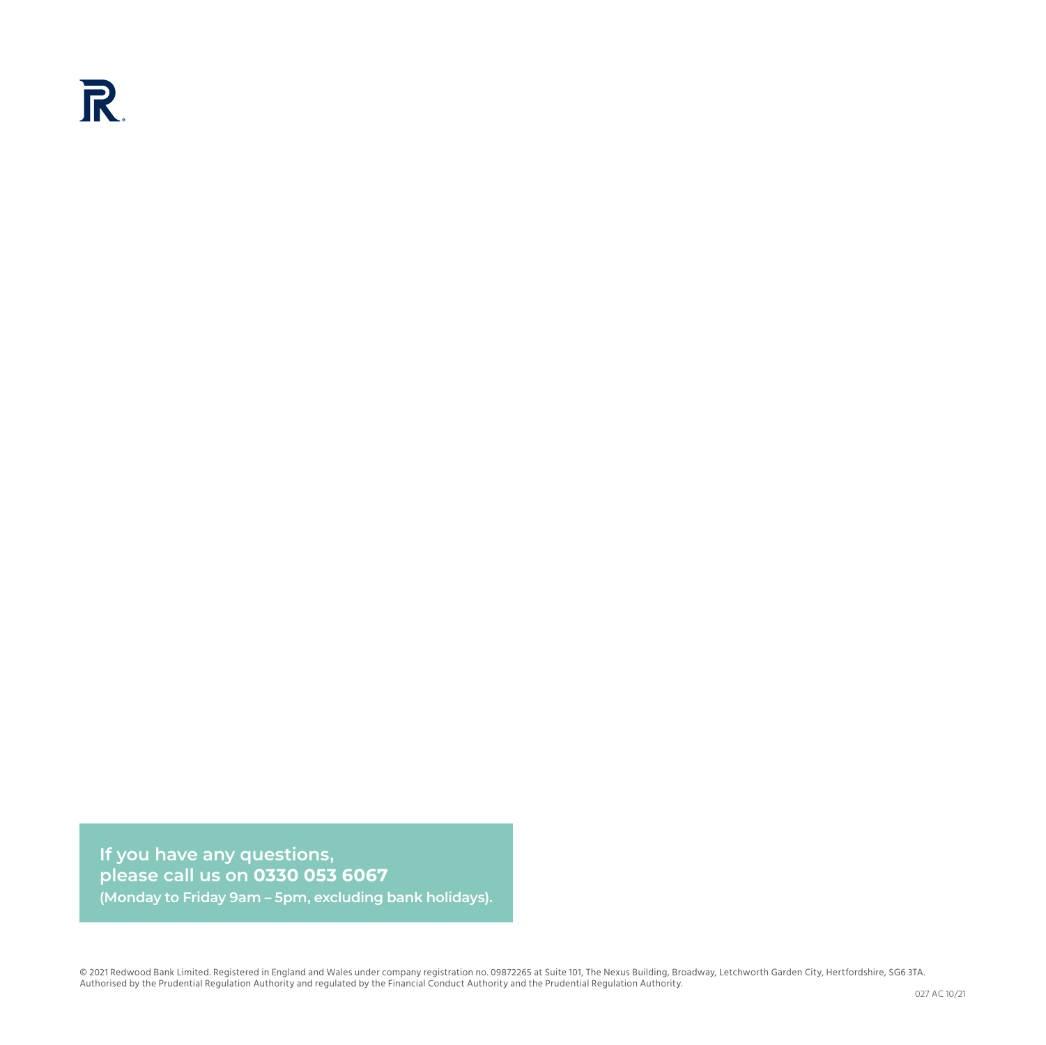**If you have any questions, please call us on 0330 053 6067**
**(Monday to Friday 9am – 5pm, excluding bank holidays).**

© 2021 Redwood Bank Limited. Registered in England and Wales under company registration no. 09872265 at Suite 101, The Nexus Building, Broadway, Letchworth Garden City, Hertfordshire, SG6 3TA. Authorised by the Prudential Regulation Authority and regulated by the Financial Conduct Authority and the Prudential Regulation Authority.

027 AC 10/21